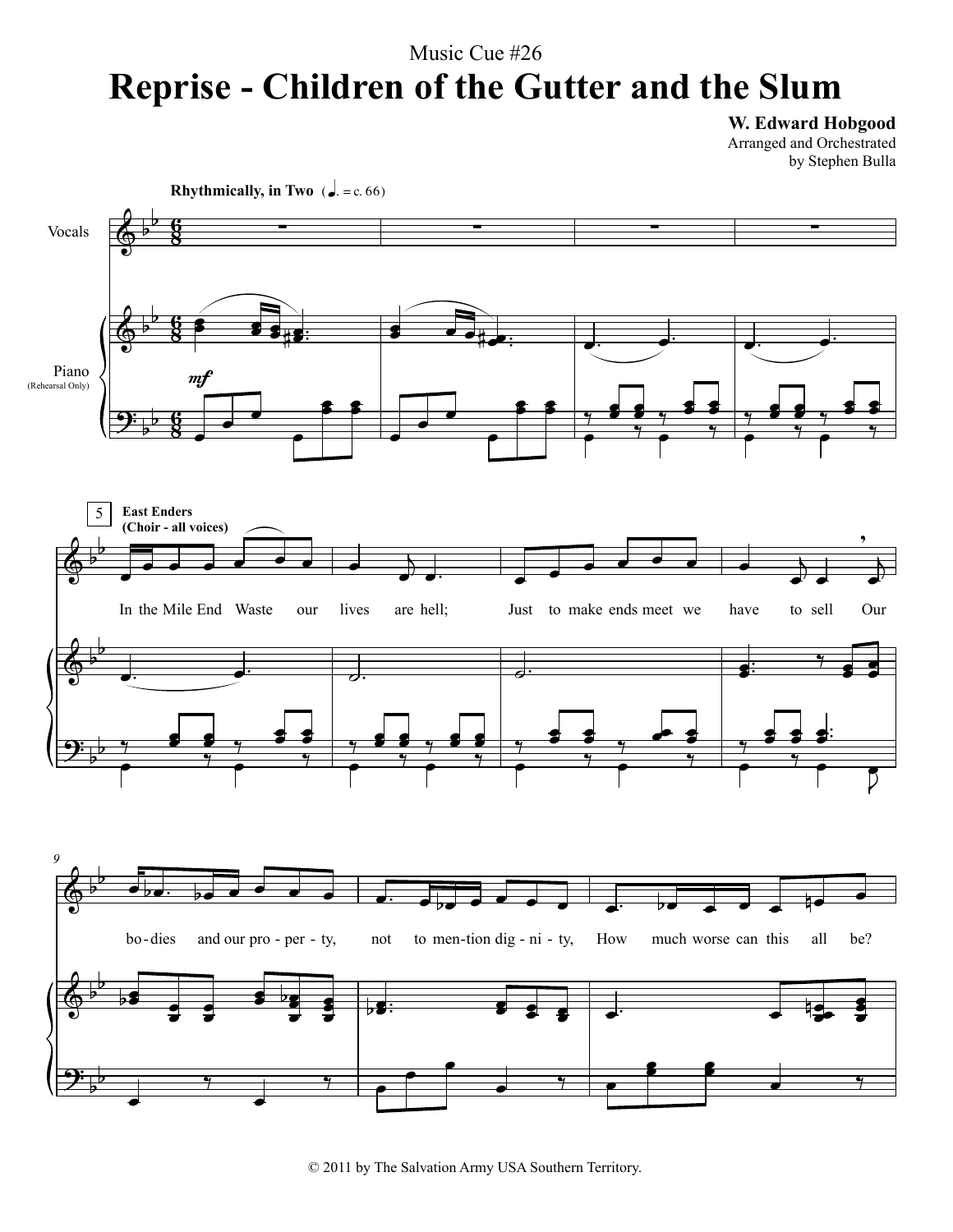Music Cue #26

# Reprise - Children of the Gutter and the Slum

**W. Edward Hobgood**
Arranged and Orchestrated
by Stephen Bulla

**Rhythmically, in Two** (♩. = c. 66)

Vocals

Piano (Rehearsal Only)

*mf*

5 **East Enders (Choir - all voices)**

In the Mile End Waste our lives are hell; Just to make ends meet we have to sell Our

9

bo - dies and our pro - per - ty, not to men - tion dig - ni - ty, How much worse can this all be?

© 2011 by The Salvation Army USA Southern Territory.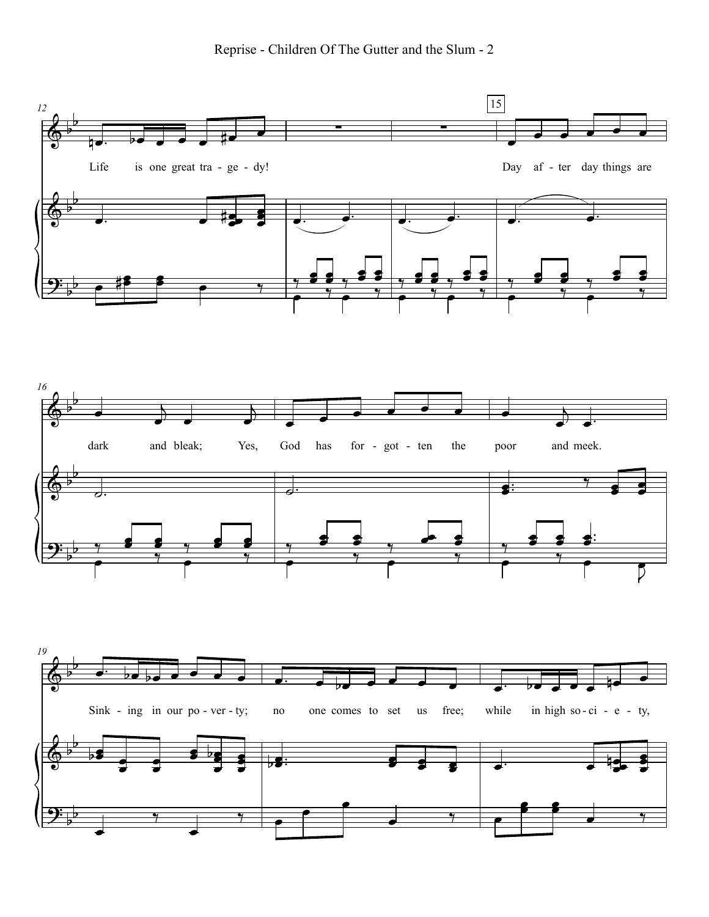Life is one great tra - ge - dy!

Day af - ter day things are dark and bleak; Yes, God has for - got - ten the poor and meek.

Sink - ing in our po - ver - ty; no one comes to set us free; while in high so - ci - e - ty,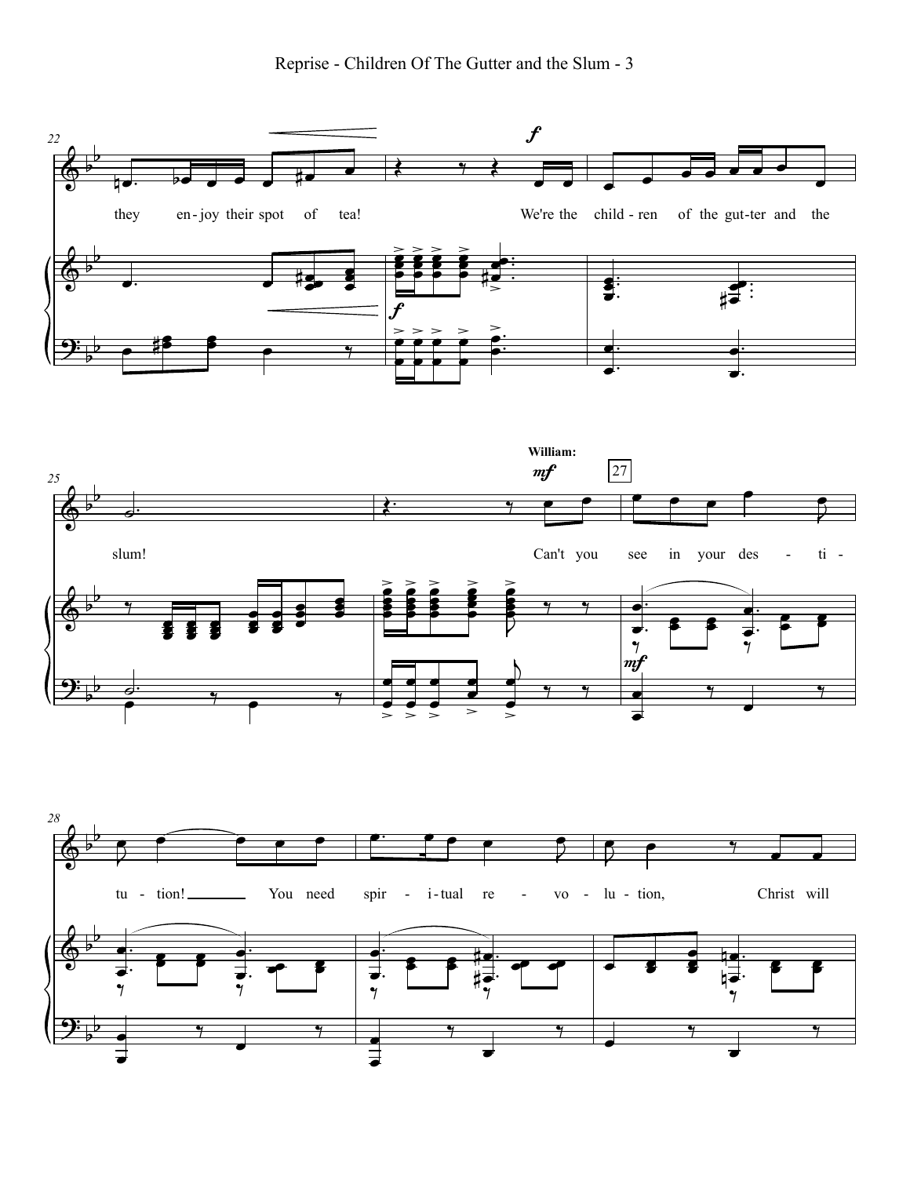they enjoy their spot of tea! We're the children of the gutter and the slum!

**William:** Can't you see in your destitution! You need spiritual revolution, Christ will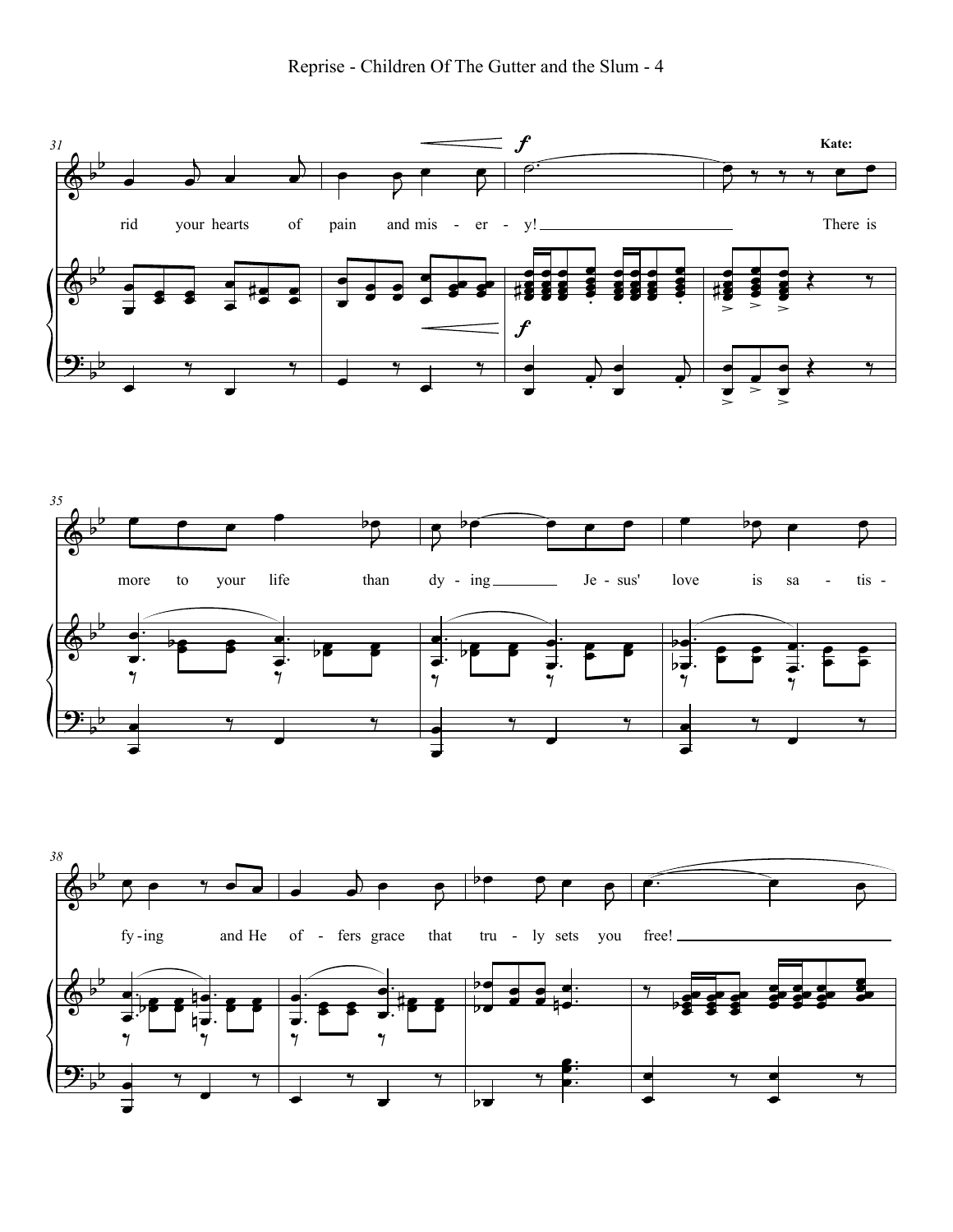# Reprise - Children Of The Gutter and the Slum - 4

Kate:

rid your hearts of pain and mis - er - y! There is

more to your life than dy - ing Je - sus' love is sa - tis -

fy - ing and He of - fers grace that tru - ly sets you free!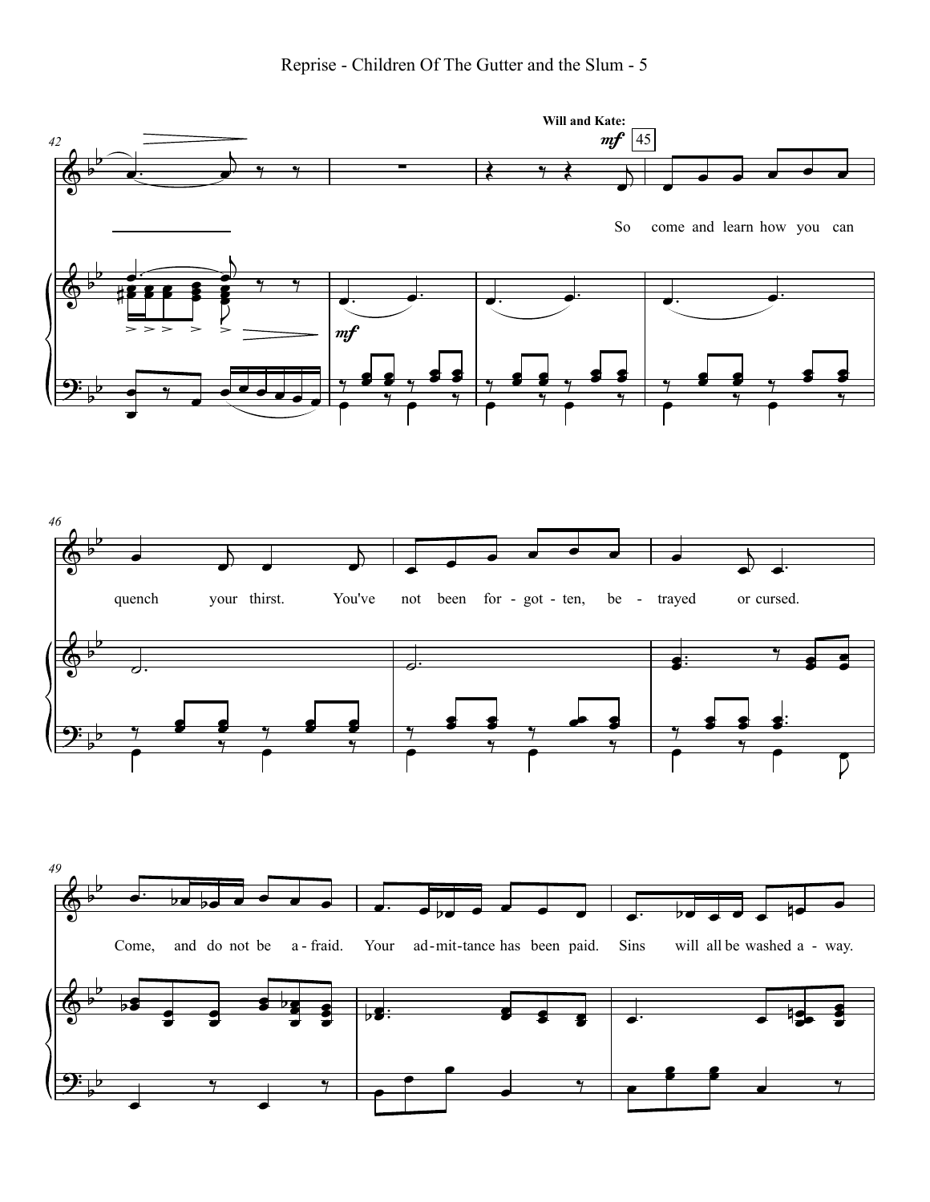Will and Kate:

So come and learn how you can quench your thirst. You've not been for - got - ten, be - trayed or cursed.

Come, and do not be a - fraid. Your ad - mit - tance has been paid. Sins will all be washed a - way.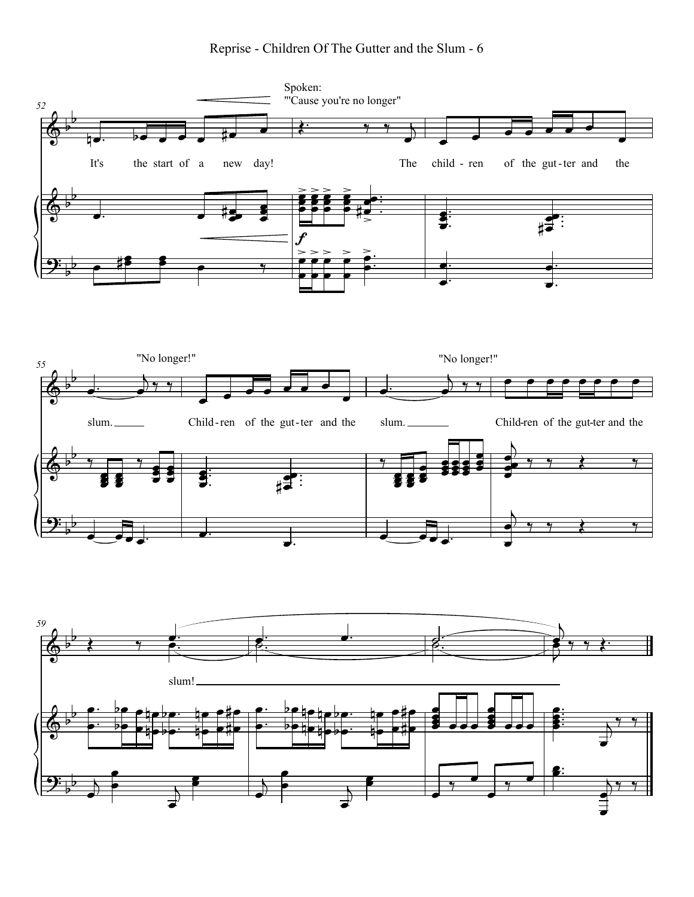# Reprise - Children Of The Gutter and the Slum - 6

Spoken: "'Cause you're no longer"

It's the start of a new day! The child - ren of the gut - ter and the

"No longer!" "No longer!"

slum. Child - ren of the gut - ter and the slum. Child-ren of the gut-ter and the

slum!